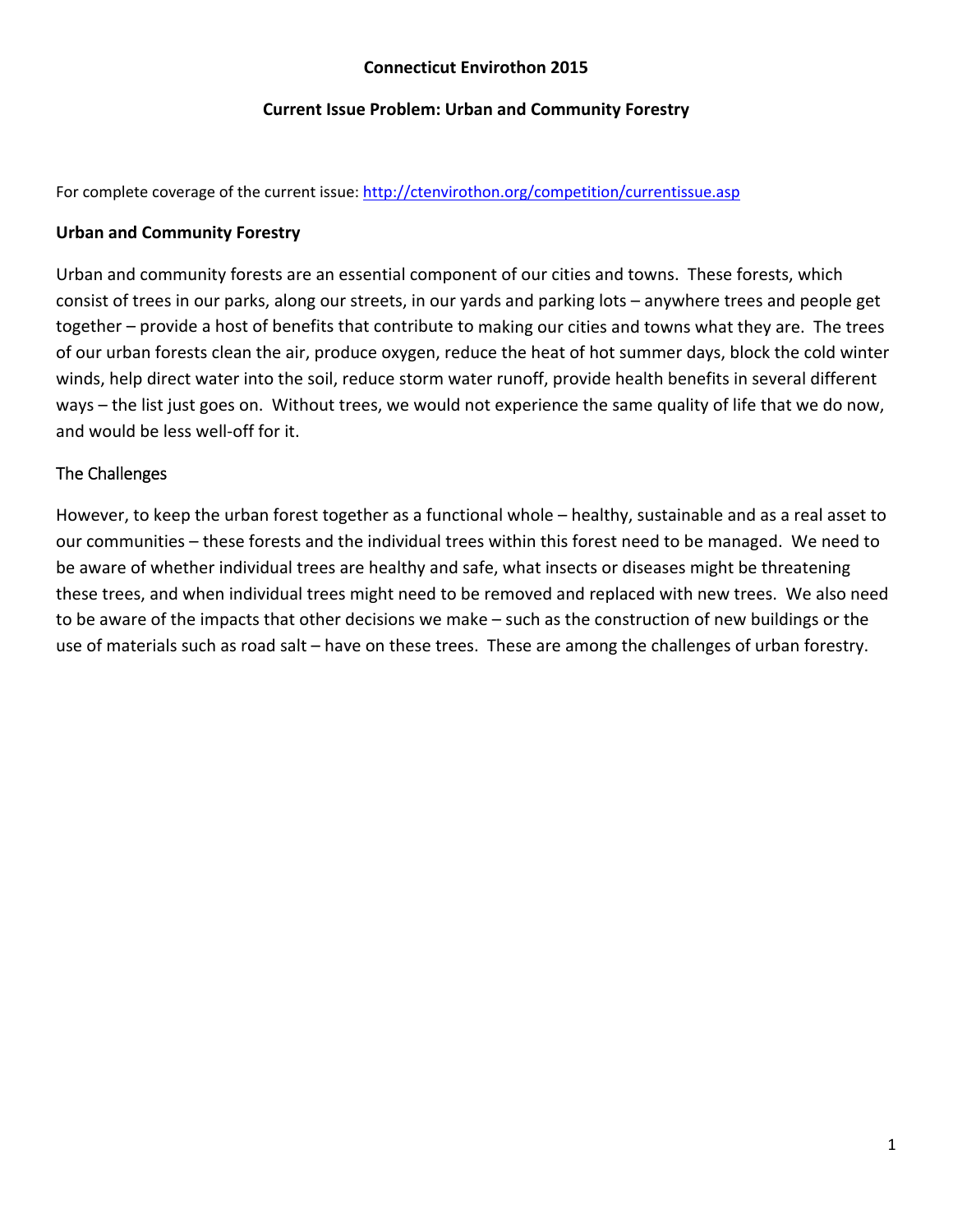# Connecticut Envirothon 2015

## Current Issue Problem: Urban and Community Forestry

For complete coverage of the current issue: [http://ctenvirothon.org/competition/currentissue.asp](http://ctenvirothon.org/competition/currentissue.asp)

### Urban and Community Forestry

Urban and community forests are an essential component of our cities and towns. These forests, which consist of trees in our parks, along our streets, in our yards and parking lots – anywhere trees and people get together – provide a host of benefits that contribute to making our cities and towns what they are. The trees of our urban forests clean the air, produce oxygen, reduce the heat of hot summer days, block the cold winter winds, help direct water into the soil, reduce storm water runoff, provide health benefits in several different ways – the list just goes on. Without trees, we would not experience the same quality of life that we do now, and would be less well-off for it.

#### The Challenges

However, to keep the urban forest together as a functional whole – healthy, sustainable and as a real asset to our communities – these forests and the individual trees within this forest need to be managed. We need to be aware of whether individual trees are healthy and safe, what insects or diseases might be threatening these trees, and when individual trees might need to be removed and replaced with new trees. We also need to be aware of the impacts that other decisions we make – such as the construction of new buildings or the use of materials such as road salt – have on these trees. These are among the challenges of urban forestry.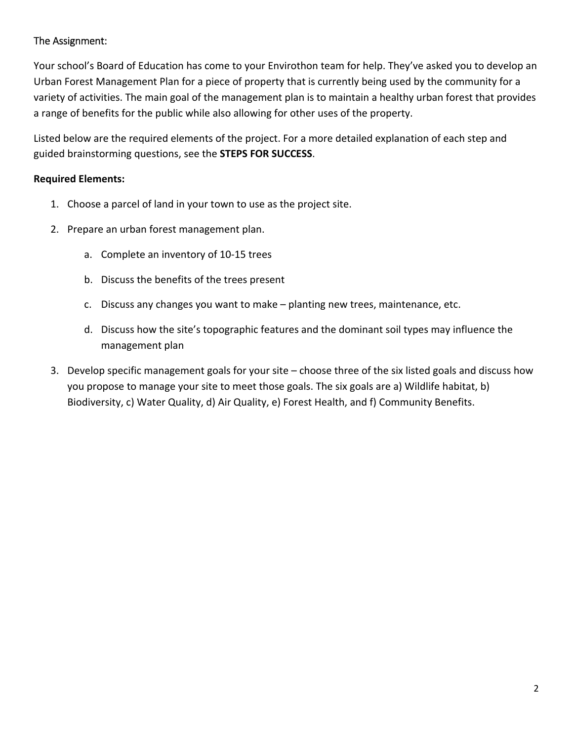## The Assignment:

Your school's Board of Education has come to your Envirothon team for help. They've asked you to develop an Urban Forest Management Plan for a piece of property that is currently being used by the community for a variety of activities. The main goal of the management plan is to maintain a healthy urban forest that provides a range of benefits for the public while also allowing for other uses of the property.

Listed below are the required elements of the project. For a more detailed explanation of each step and guided brainstorming questions, see the **STEPS FOR SUCCESS**.

**Required Elements:**

1. Choose a parcel of land in your town to use as the project site.
2. Prepare an urban forest management plan.
   a. Complete an inventory of 10-15 trees
   b. Discuss the benefits of the trees present
   c. Discuss any changes you want to make – planting new trees, maintenance, etc.
   d. Discuss how the site's topographic features and the dominant soil types may influence the management plan
3. Develop specific management goals for your site – choose three of the six listed goals and discuss how you propose to manage your site to meet those goals. The six goals are a) Wildlife habitat, b) Biodiversity, c) Water Quality, d) Air Quality, e) Forest Health, and f) Community Benefits.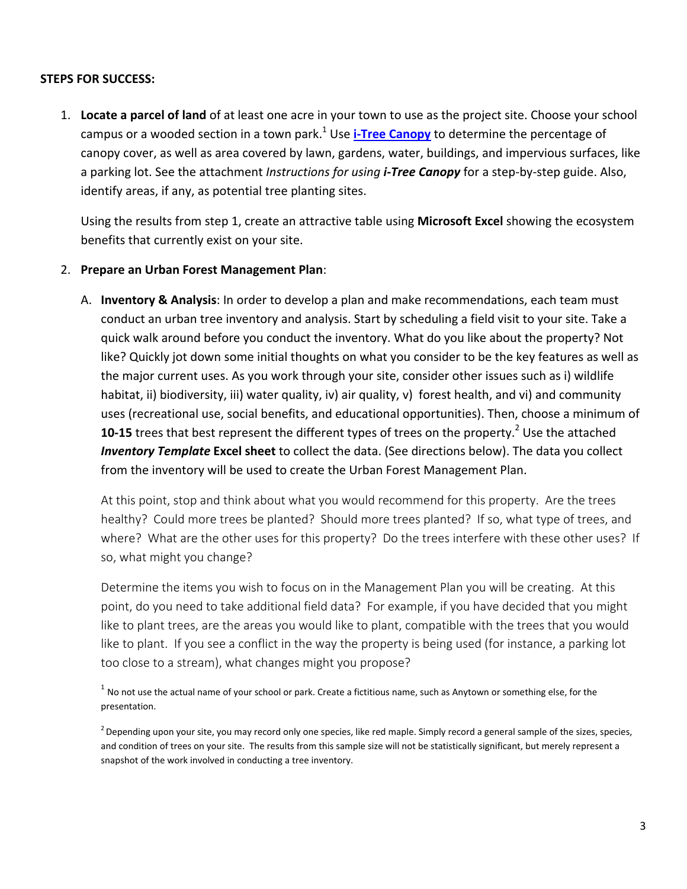**STEPS FOR SUCCESS:**

1. **Locate a parcel of land** of at least one acre in your town to use as the project site. Choose your school campus or a wooded section in a town park.[1] Use **i-Tree Canopy** to determine the percentage of canopy cover, as well as area covered by lawn, gardens, water, buildings, and impervious surfaces, like a parking lot. See the attachment *Instructions for using **i-Tree Canopy*** for a step-by-step guide. Also, identify areas, if any, as potential tree planting sites.

   Using the results from step 1, create an attractive table using **Microsoft Excel** showing the ecosystem benefits that currently exist on your site.

2. **Prepare an Urban Forest Management Plan**:

   A. **Inventory & Analysis**: In order to develop a plan and make recommendations, each team must conduct an urban tree inventory and analysis. Start by scheduling a field visit to your site. Take a quick walk around before you conduct the inventory. What do you like about the property? Not like? Quickly jot down some initial thoughts on what you consider to be the key features as well as the major current uses. As you work through your site, consider other issues such as i) wildlife habitat, ii) biodiversity, iii) water quality, iv) air quality, v) forest health, and vi) and community uses (recreational use, social benefits, and educational opportunities). Then, choose a minimum of **10-15** trees that best represent the different types of trees on the property.[2] Use the attached ***Inventory Template* Excel sheet** to collect the data. (See directions below). The data you collect from the inventory will be used to create the Urban Forest Management Plan.

      At this point, stop and think about what you would recommend for this property. Are the trees healthy? Could more trees be planted? Should more trees planted? If so, what type of trees, and where? What are the other uses for this property? Do the trees interfere with these other uses? If so, what might you change?

      Determine the items you wish to focus on in the Management Plan you will be creating. At this point, do you need to take additional field data? For example, if you have decided that you might like to plant trees, are the areas you would like to plant, compatible with the trees that you would like to plant. If you see a conflict in the way the property is being used (for instance, a parking lot too close to a stream), what changes might you propose?

[1] No not use the actual name of your school or park. Create a fictitious name, such as Anytown or something else, for the presentation.

[2] Depending upon your site, you may record only one species, like red maple. Simply record a general sample of the sizes, species, and condition of trees on your site. The results from this sample size will not be statistically significant, but merely represent a snapshot of the work involved in conducting a tree inventory.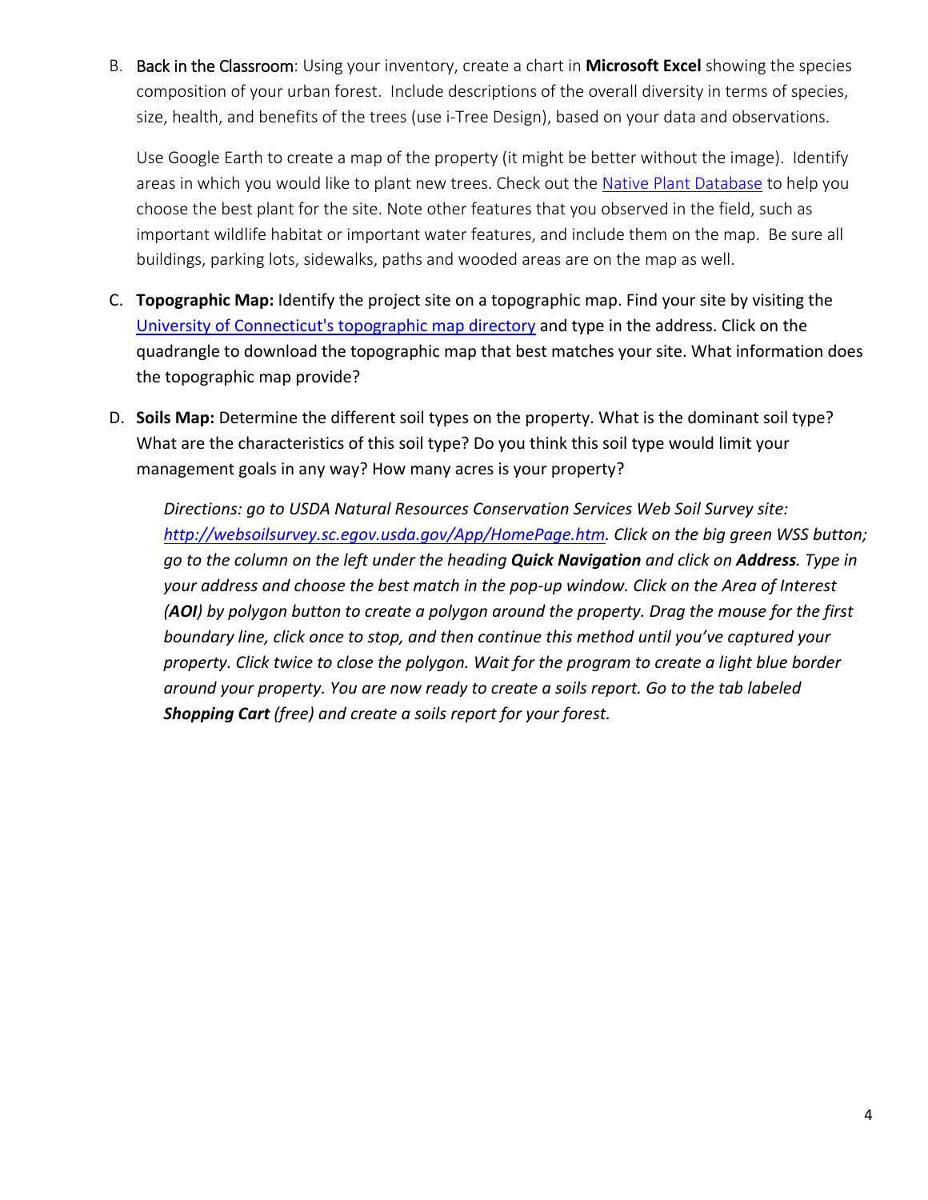B. Back in the Classroom: Using your inventory, create a chart in **Microsoft Excel** showing the species composition of your urban forest. Include descriptions of the overall diversity in terms of species, size, health, and benefits of the trees (use i-Tree Design), based on your data and observations.

   Use Google Earth to create a map of the property (it might be better without the image). Identify areas in which you would like to plant new trees. Check out the Native Plant Database to help you choose the best plant for the site. Note other features that you observed in the field, such as important wildlife habitat or important water features, and include them on the map. Be sure all buildings, parking lots, sidewalks, paths and wooded areas are on the map as well.

C. **Topographic Map:** Identify the project site on a topographic map. Find your site by visiting the University of Connecticut's topographic map directory and type in the address. Click on the quadrangle to download the topographic map that best matches your site. What information does the topographic map provide?

D. **Soils Map:** Determine the different soil types on the property. What is the dominant soil type? What are the characteristics of this soil type? Do you think this soil type would limit your management goals in any way? How many acres is your property?

   *Directions: go to USDA Natural Resources Conservation Services Web Soil Survey site: http://websoilsurvey.sc.egov.usda.gov/App/HomePage.htm. Click on the big green WSS button; go to the column on the left under the heading **Quick Navigation** and click on **Address**. Type in your address and choose the best match in the pop-up window. Click on the Area of Interest (**AOI**) by polygon button to create a polygon around the property. Drag the mouse for the first boundary line, click once to stop, and then continue this method until you've captured your property. Click twice to close the polygon. Wait for the program to create a light blue border around your property. You are now ready to create a soils report. Go to the tab labeled **Shopping Cart** (free) and create a soils report for your forest.*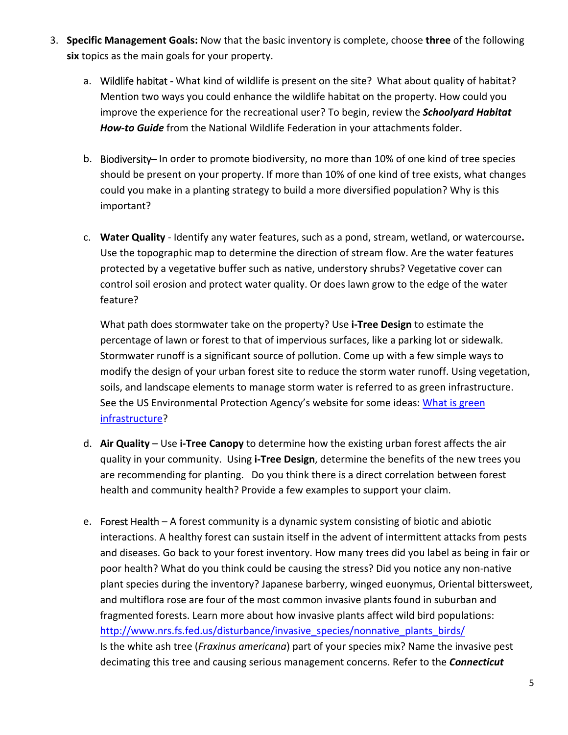3. **Specific Management Goals:** Now that the basic inventory is complete, choose **three** of the following **six** topics as the main goals for your property.

   a. Wildlife habitat - What kind of wildlife is present on the site? What about quality of habitat? Mention two ways you could enhance the wildlife habitat on the property. How could you improve the experience for the recreational user? To begin, review the ***Schoolyard Habitat How-to Guide*** from the National Wildlife Federation in your attachments folder.

   b. Biodiversity– In order to promote biodiversity, no more than 10% of one kind of tree species should be present on your property. If more than 10% of one kind of tree exists, what changes could you make in a planting strategy to build a more diversified population? Why is this important?

   c. **Water Quality** - Identify any water features, such as a pond, stream, wetland, or watercourse**.** Use the topographic map to determine the direction of stream flow. Are the water features protected by a vegetative buffer such as native, understory shrubs? Vegetative cover can control soil erosion and protect water quality. Or does lawn grow to the edge of the water feature?

      What path does stormwater take on the property? Use **i-Tree Design** to estimate the percentage of lawn or forest to that of impervious surfaces, like a parking lot or sidewalk. Stormwater runoff is a significant source of pollution. Come up with a few simple ways to modify the design of your urban forest site to reduce the storm water runoff. Using vegetation, soils, and landscape elements to manage storm water is referred to as green infrastructure. See the US Environmental Protection Agency's website for some ideas: What is green infrastructure?

   d. **Air Quality** – Use **i-Tree Canopy** to determine how the existing urban forest affects the air quality in your community. Using **i-Tree Design**, determine the benefits of the new trees you are recommending for planting. Do you think there is a direct correlation between forest health and community health? Provide a few examples to support your claim.

   e. Forest Health – A forest community is a dynamic system consisting of biotic and abiotic interactions. A healthy forest can sustain itself in the advent of intermittent attacks from pests and diseases. Go back to your forest inventory. How many trees did you label as being in fair or poor health? What do you think could be causing the stress? Did you notice any non-native plant species during the inventory? Japanese barberry, winged euonymus, Oriental bittersweet, and multiflora rose are four of the most common invasive plants found in suburban and fragmented forests. Learn more about how invasive plants affect wild bird populations: http://www.nrs.fs.fed.us/disturbance/invasive_species/nonnative_plants_birds/
      Is the white ash tree (*Fraxinus americana*) part of your species mix? Name the invasive pest decimating this tree and causing serious management concerns. Refer to the ***Connecticut***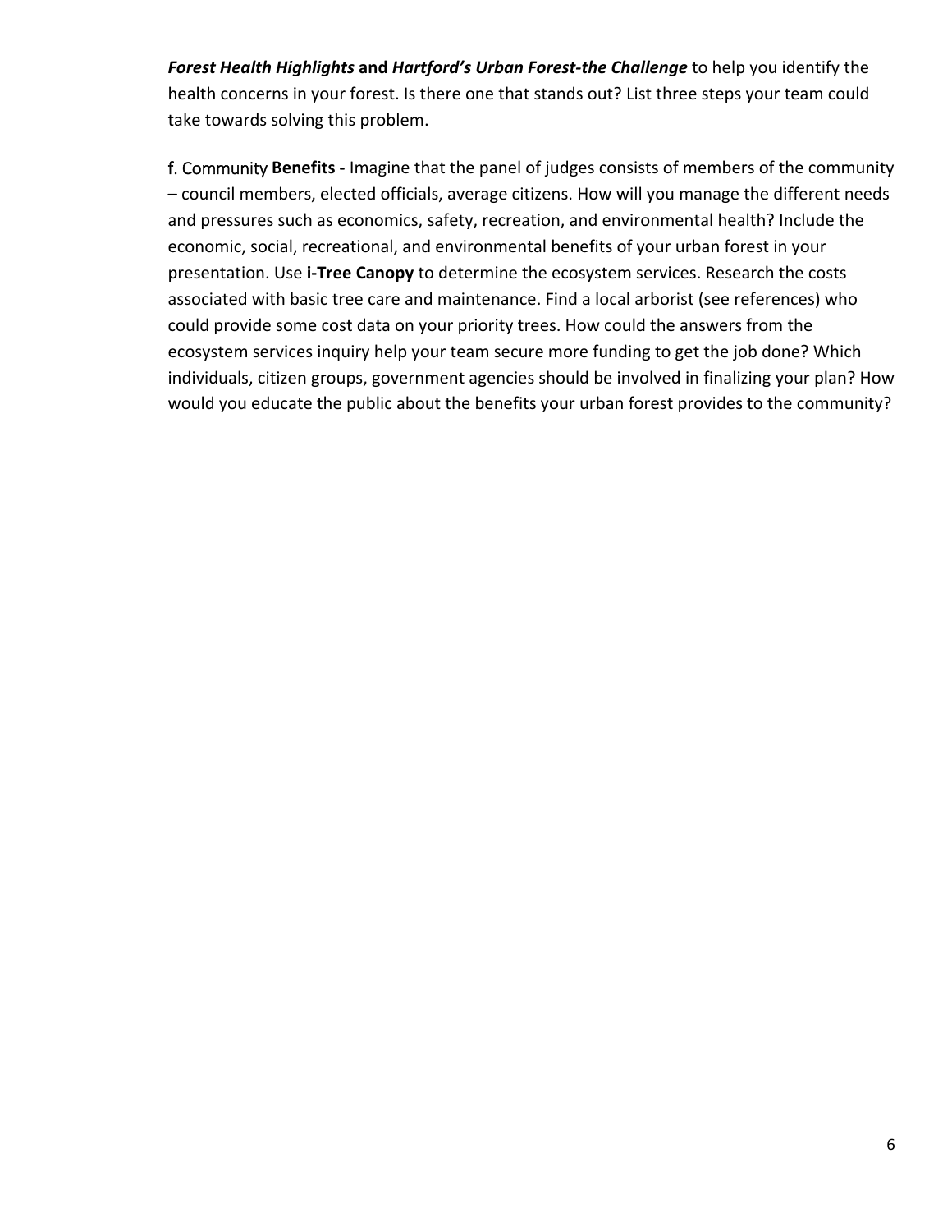***Forest Health Highlights*** **and** ***Hartford's Urban Forest-the Challenge*** to help you identify the health concerns in your forest. Is there one that stands out? List three steps your team could take towards solving this problem.

f. Community **Benefits -** Imagine that the panel of judges consists of members of the community – council members, elected officials, average citizens. How will you manage the different needs and pressures such as economics, safety, recreation, and environmental health? Include the economic, social, recreational, and environmental benefits of your urban forest in your presentation. Use **i-Tree Canopy** to determine the ecosystem services. Research the costs associated with basic tree care and maintenance. Find a local arborist (see references) who could provide some cost data on your priority trees. How could the answers from the ecosystem services inquiry help your team secure more funding to get the job done? Which individuals, citizen groups, government agencies should be involved in finalizing your plan? How would you educate the public about the benefits your urban forest provides to the community?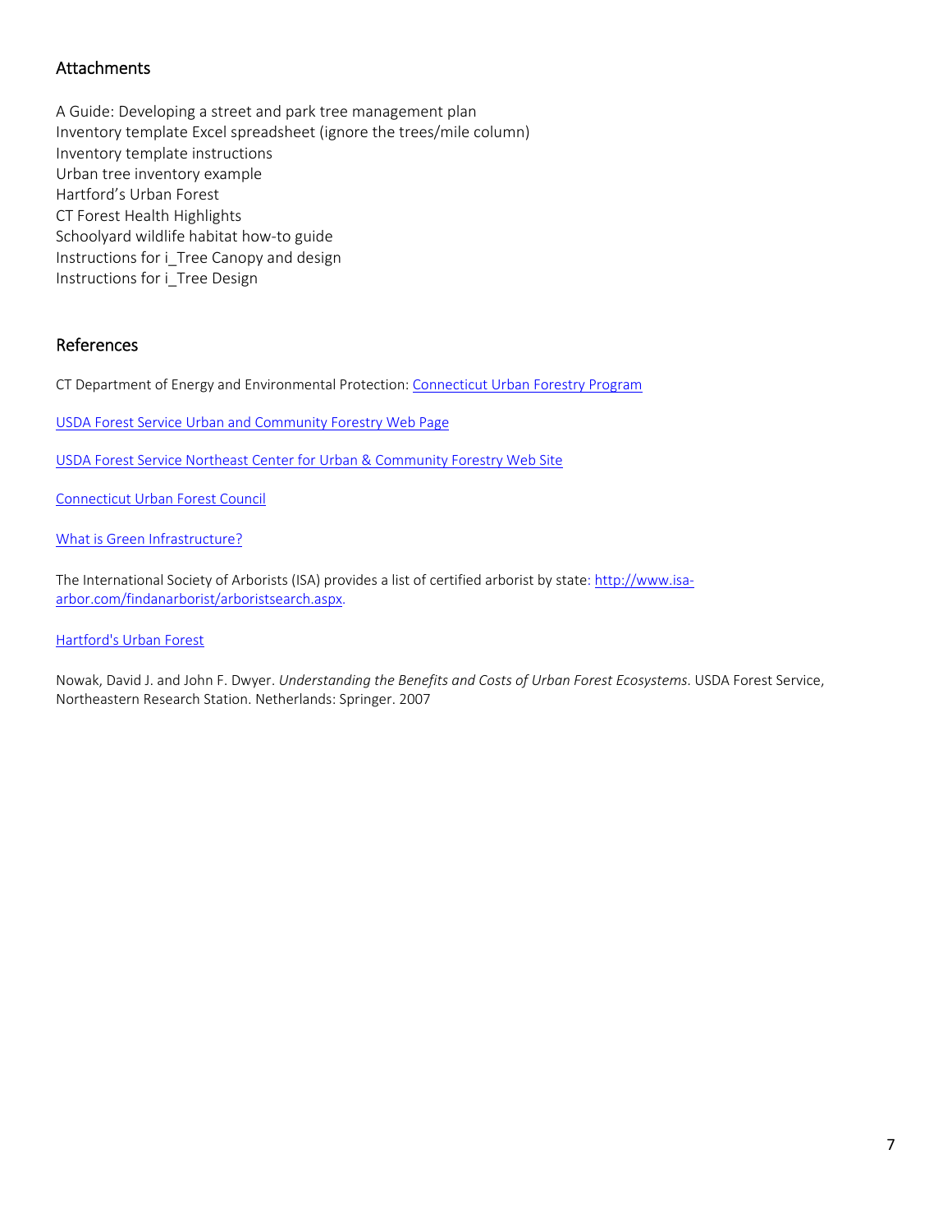## Attachments

A Guide: Developing a street and park tree management plan
Inventory template Excel spreadsheet (ignore the trees/mile column)
Inventory template instructions
Urban tree inventory example
Hartford's Urban Forest
CT Forest Health Highlights
Schoolyard wildlife habitat how-to guide
Instructions for i_Tree Canopy and design
Instructions for i_Tree Design

## References

CT Department of Energy and Environmental Protection: Connecticut Urban Forestry Program

USDA Forest Service Urban and Community Forestry Web Page

USDA Forest Service Northeast Center for Urban & Community Forestry Web Site

Connecticut Urban Forest Council

What is Green Infrastructure?

The International Society of Arborists (ISA) provides a list of certified arborist by state: http://www.isa-arbor.com/findanarborist/arboristsearch.aspx.

Hartford's Urban Forest

Nowak, David J. and John F. Dwyer. *Understanding the Benefits and Costs of Urban Forest Ecosystems.* USDA Forest Service, Northeastern Research Station. Netherlands: Springer. 2007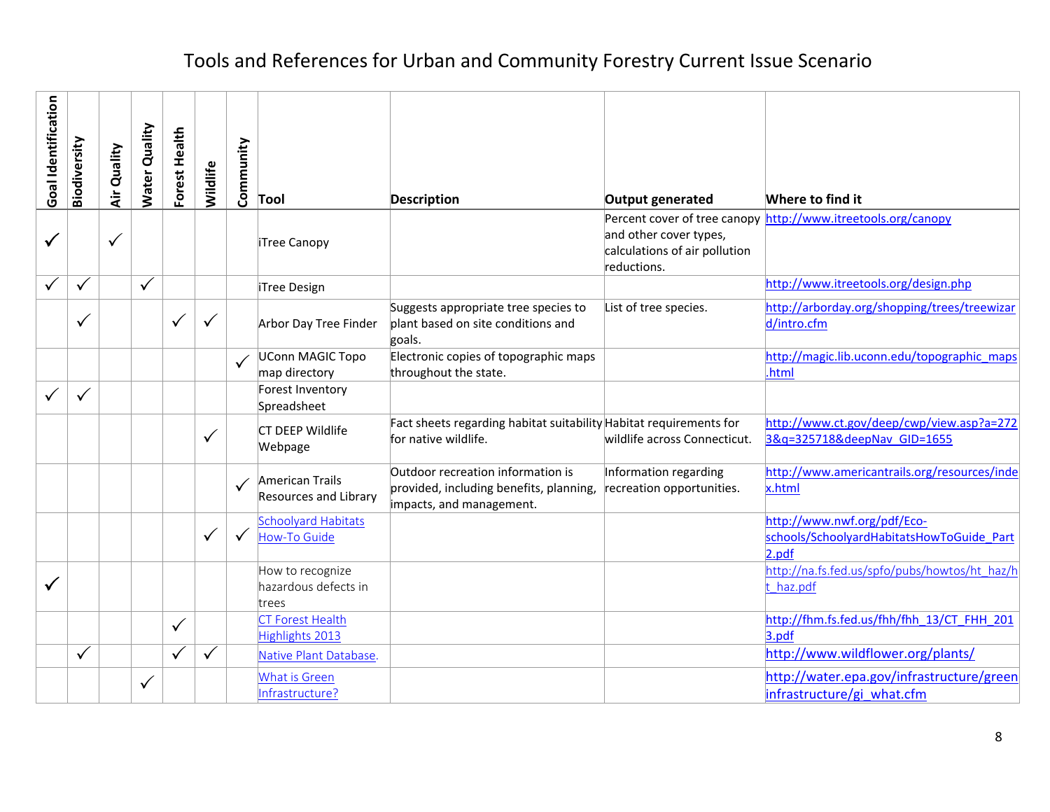# Tools and References for Urban and Community Forestry Current Issue Scenario

| Goal Identification | Biodiversity | Air Quality | Water Quality | Forest Health | Wildlife | Community | Tool | Description | Output generated | Where to find it |
|---|---|---|---|---|---|---|---|---|---|---|
| ✓ | | ✓ | | | | | iTree Canopy | | Percent cover of tree canopy and other cover types, calculations of air pollution reductions. | http://www.itreetools.org/canopy |
| ✓ | ✓ | | ✓ | | | | iTree Design | | | http://www.itreetools.org/design.php |
| | ✓ | | | ✓ | ✓ | | Arbor Day Tree Finder | Suggests appropriate tree species to plant based on site conditions and goals. | List of tree species. | http://arborday.org/shopping/trees/treewizard/intro.cfm |
| | | | | | | ✓ | UConn MAGIC Topo map directory | Electronic copies of topographic maps throughout the state. | | http://magic.lib.uconn.edu/topographic_maps.html |
| ✓ | ✓ | | | | | | Forest Inventory Spreadsheet | | | |
| | | | | | ✓ | | CT DEEP Wildlife Webpage | Fact sheets regarding habitat suitability for native wildlife. | Habitat requirements for wildlife across Connecticut. | http://www.ct.gov/deep/cwp/view.asp?a=2723&q=325718&deepNav_GID=1655 |
| | | | | | | ✓ | American Trails Resources and Library | Outdoor recreation information is provided, including benefits, planning, impacts, and management. | Information regarding recreation opportunities. | http://www.americantrails.org/resources/index.html |
| | | | | | ✓ | ✓ | Schoolyard Habitats How-To Guide | | | http://www.nwf.org/pdf/Eco-schools/SchoolyardHabitatsHowToGuide_Part2.pdf |
| ✓ | | | | | | | How to recognize hazardous defects in trees | | | http://na.fs.fed.us/spfo/pubs/howtos/ht_haz/ht_haz.pdf |
| | | | | ✓ | | | CT Forest Health Highlights 2013 | | | http://fhm.fs.fed.us/fhh/fhh_13/CT_FHH_2013.pdf |
| | ✓ | | | ✓ | ✓ | | Native Plant Database. | | | http://www.wildflower.org/plants/ |
| | | | ✓ | | | | What is Green Infrastructure? | | | http://water.epa.gov/infrastructure/greeninfrastructure/gi_what.cfm |